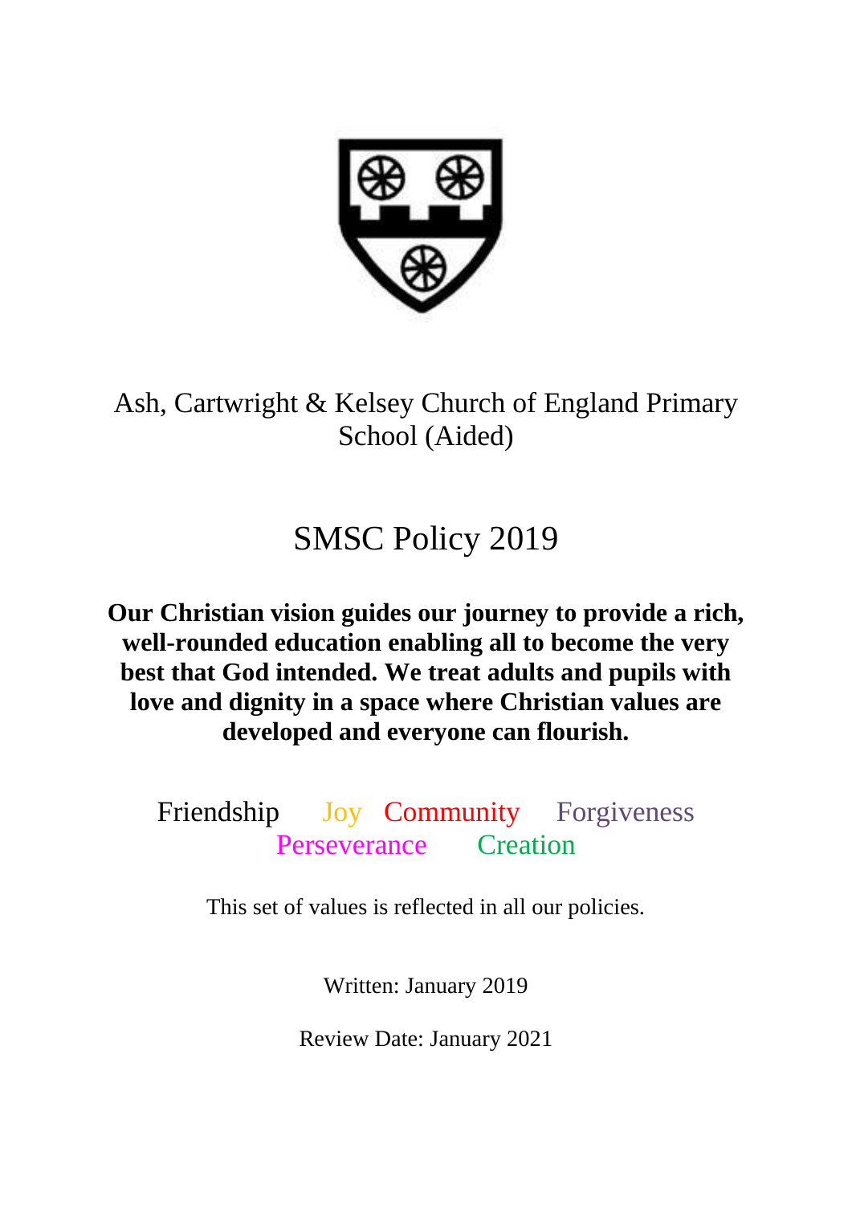# Ash, Cartwright & Kelsey Church of England Primary School (Aided)

## SMSC Policy 2019

**Our Christian vision guides our journey to provide a rich, well-rounded education enabling all to become the very best that God intended. We treat adults and pupils with love and dignity in a space where Christian values are developed and everyone can flourish.**

Friendship Joy Community Forgiveness
Perseverance Creation

This set of values is reflected in all our policies.

Written: January 2019

Review Date: January 2021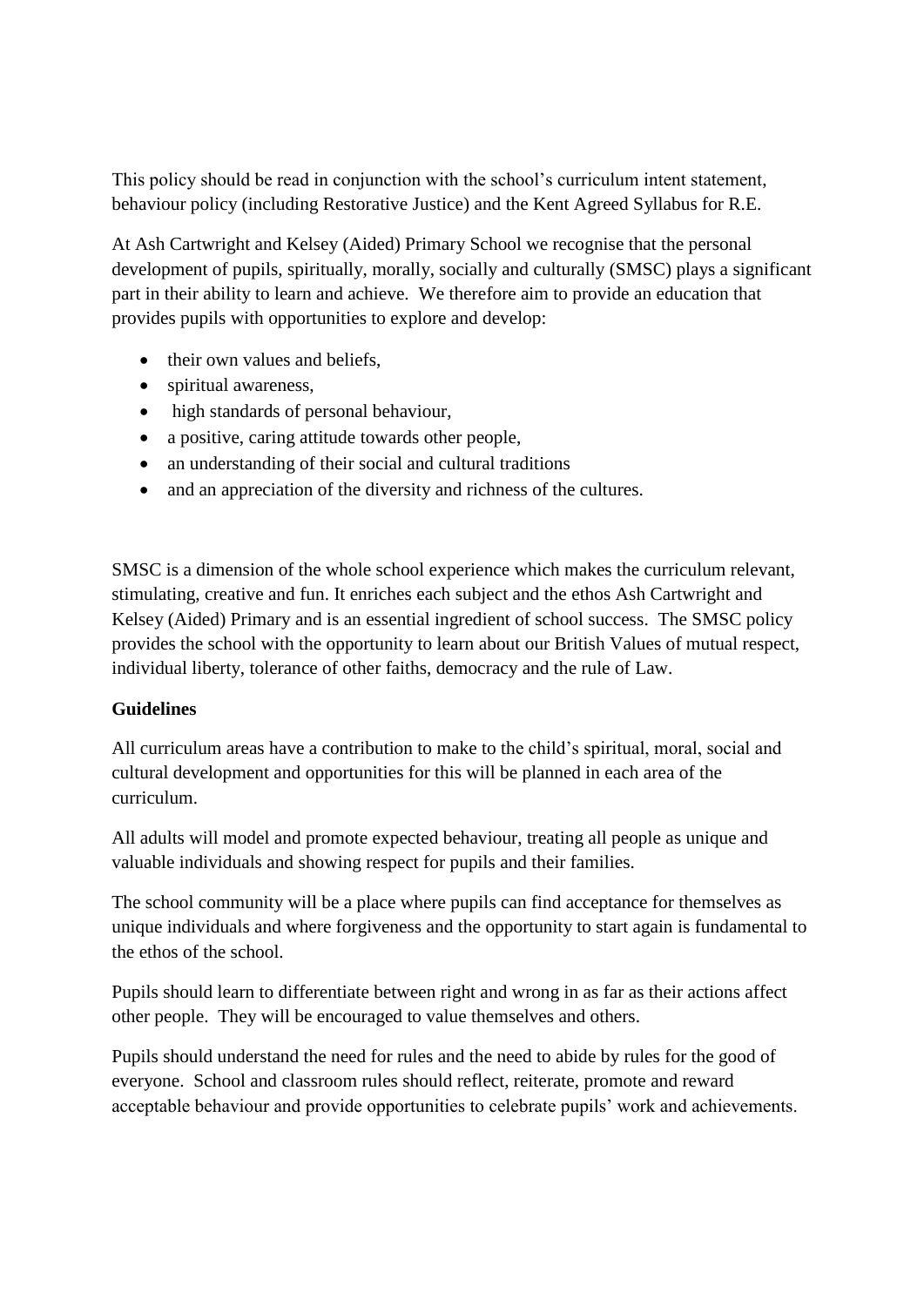This policy should be read in conjunction with the school's curriculum intent statement, behaviour policy (including Restorative Justice) and the Kent Agreed Syllabus for R.E.

At Ash Cartwright and Kelsey (Aided) Primary School we recognise that the personal development of pupils, spiritually, morally, socially and culturally (SMSC) plays a significant part in their ability to learn and achieve. We therefore aim to provide an education that provides pupils with opportunities to explore and develop:

- their own values and beliefs,
- spiritual awareness,
- high standards of personal behaviour,
- a positive, caring attitude towards other people,
- an understanding of their social and cultural traditions
- and an appreciation of the diversity and richness of the cultures.

SMSC is a dimension of the whole school experience which makes the curriculum relevant, stimulating, creative and fun. It enriches each subject and the ethos Ash Cartwright and Kelsey (Aided) Primary and is an essential ingredient of school success. The SMSC policy provides the school with the opportunity to learn about our British Values of mutual respect, individual liberty, tolerance of other faiths, democracy and the rule of Law.

**Guidelines**

All curriculum areas have a contribution to make to the child's spiritual, moral, social and cultural development and opportunities for this will be planned in each area of the curriculum.

All adults will model and promote expected behaviour, treating all people as unique and valuable individuals and showing respect for pupils and their families.

The school community will be a place where pupils can find acceptance for themselves as unique individuals and where forgiveness and the opportunity to start again is fundamental to the ethos of the school.

Pupils should learn to differentiate between right and wrong in as far as their actions affect other people. They will be encouraged to value themselves and others.

Pupils should understand the need for rules and the need to abide by rules for the good of everyone. School and classroom rules should reflect, reiterate, promote and reward acceptable behaviour and provide opportunities to celebrate pupils' work and achievements.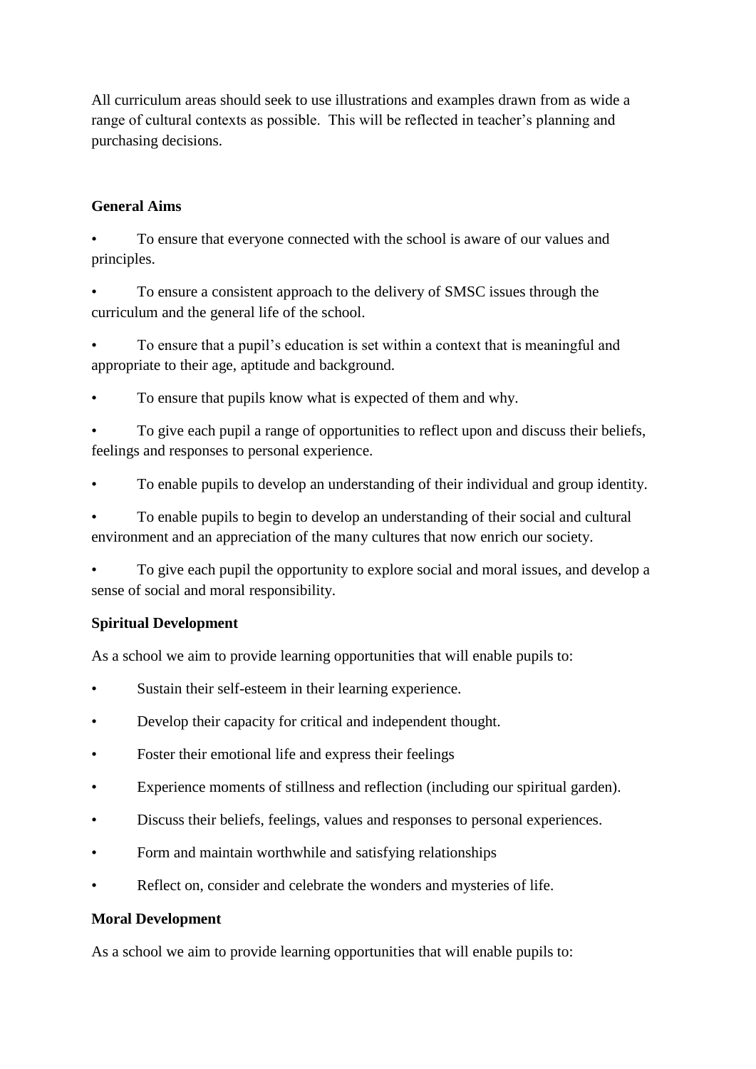All curriculum areas should seek to use illustrations and examples drawn from as wide a range of cultural contexts as possible. This will be reflected in teacher's planning and purchasing decisions.

**General Aims**

- To ensure that everyone connected with the school is aware of our values and principles.
- To ensure a consistent approach to the delivery of SMSC issues through the curriculum and the general life of the school.
- To ensure that a pupil's education is set within a context that is meaningful and appropriate to their age, aptitude and background.
- To ensure that pupils know what is expected of them and why.
- To give each pupil a range of opportunities to reflect upon and discuss their beliefs, feelings and responses to personal experience.
- To enable pupils to develop an understanding of their individual and group identity.
- To enable pupils to begin to develop an understanding of their social and cultural environment and an appreciation of the many cultures that now enrich our society.
- To give each pupil the opportunity to explore social and moral issues, and develop a sense of social and moral responsibility.

**Spiritual Development**

As a school we aim to provide learning opportunities that will enable pupils to:

- Sustain their self-esteem in their learning experience.
- Develop their capacity for critical and independent thought.
- Foster their emotional life and express their feelings
- Experience moments of stillness and reflection (including our spiritual garden).
- Discuss their beliefs, feelings, values and responses to personal experiences.
- Form and maintain worthwhile and satisfying relationships
- Reflect on, consider and celebrate the wonders and mysteries of life.

**Moral Development**

As a school we aim to provide learning opportunities that will enable pupils to: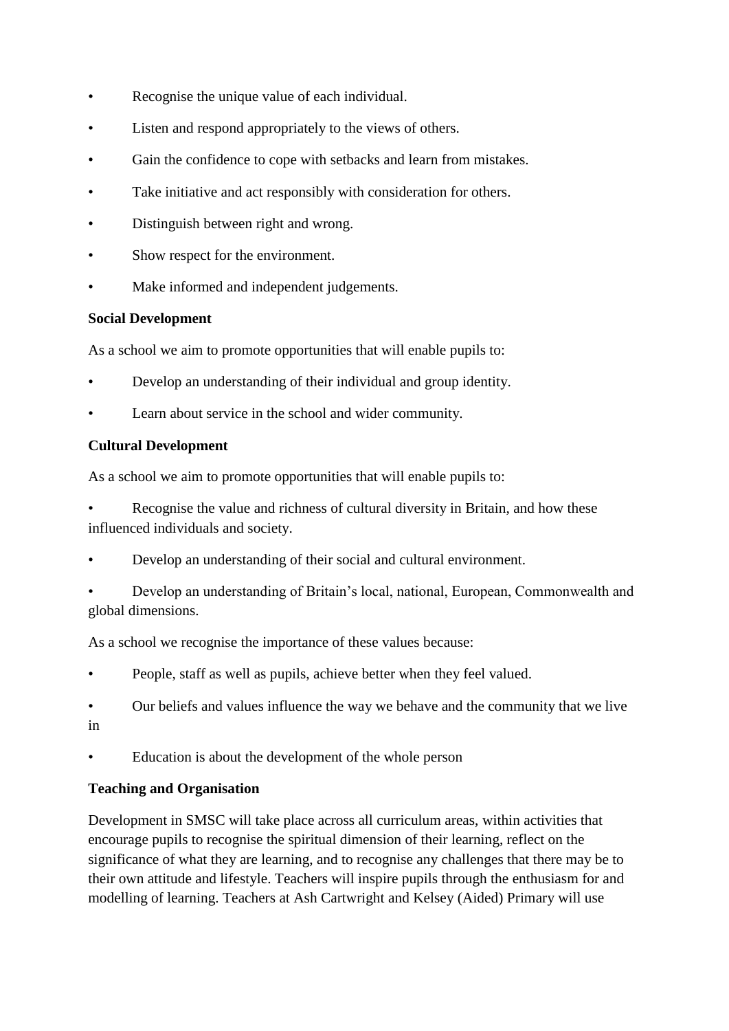- Recognise the unique value of each individual.
- Listen and respond appropriately to the views of others.
- Gain the confidence to cope with setbacks and learn from mistakes.
- Take initiative and act responsibly with consideration for others.
- Distinguish between right and wrong.
- Show respect for the environment.
- Make informed and independent judgements.

**Social Development**

As a school we aim to promote opportunities that will enable pupils to:

- Develop an understanding of their individual and group identity.
- Learn about service in the school and wider community.

**Cultural Development**

As a school we aim to promote opportunities that will enable pupils to:

- Recognise the value and richness of cultural diversity in Britain, and how these influenced individuals and society.
- Develop an understanding of their social and cultural environment.
- Develop an understanding of Britain's local, national, European, Commonwealth and global dimensions.

As a school we recognise the importance of these values because:

- People, staff as well as pupils, achieve better when they feel valued.
- Our beliefs and values influence the way we behave and the community that we live in
- Education is about the development of the whole person

**Teaching and Organisation**

Development in SMSC will take place across all curriculum areas, within activities that encourage pupils to recognise the spiritual dimension of their learning, reflect on the significance of what they are learning, and to recognise any challenges that there may be to their own attitude and lifestyle. Teachers will inspire pupils through the enthusiasm for and modelling of learning. Teachers at Ash Cartwright and Kelsey (Aided) Primary will use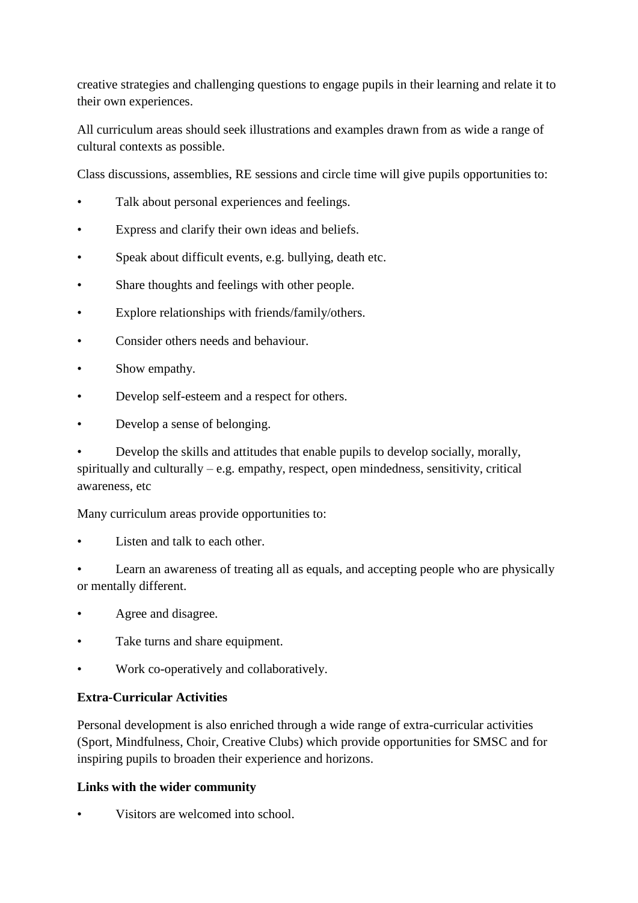creative strategies and challenging questions to engage pupils in their learning and relate it to their own experiences.

All curriculum areas should seek illustrations and examples drawn from as wide a range of cultural contexts as possible.

Class discussions, assemblies, RE sessions and circle time will give pupils opportunities to:

- Talk about personal experiences and feelings.
- Express and clarify their own ideas and beliefs.
- Speak about difficult events, e.g. bullying, death etc.
- Share thoughts and feelings with other people.
- Explore relationships with friends/family/others.
- Consider others needs and behaviour.
- Show empathy.
- Develop self-esteem and a respect for others.
- Develop a sense of belonging.
- Develop the skills and attitudes that enable pupils to develop socially, morally, spiritually and culturally – e.g. empathy, respect, open mindedness, sensitivity, critical awareness, etc

Many curriculum areas provide opportunities to:

- Listen and talk to each other.
- Learn an awareness of treating all as equals, and accepting people who are physically or mentally different.
- Agree and disagree.
- Take turns and share equipment.
- Work co-operatively and collaboratively.

**Extra-Curricular Activities**

Personal development is also enriched through a wide range of extra-curricular activities (Sport, Mindfulness, Choir, Creative Clubs) which provide opportunities for SMSC and for inspiring pupils to broaden their experience and horizons.

**Links with the wider community**

- Visitors are welcomed into school.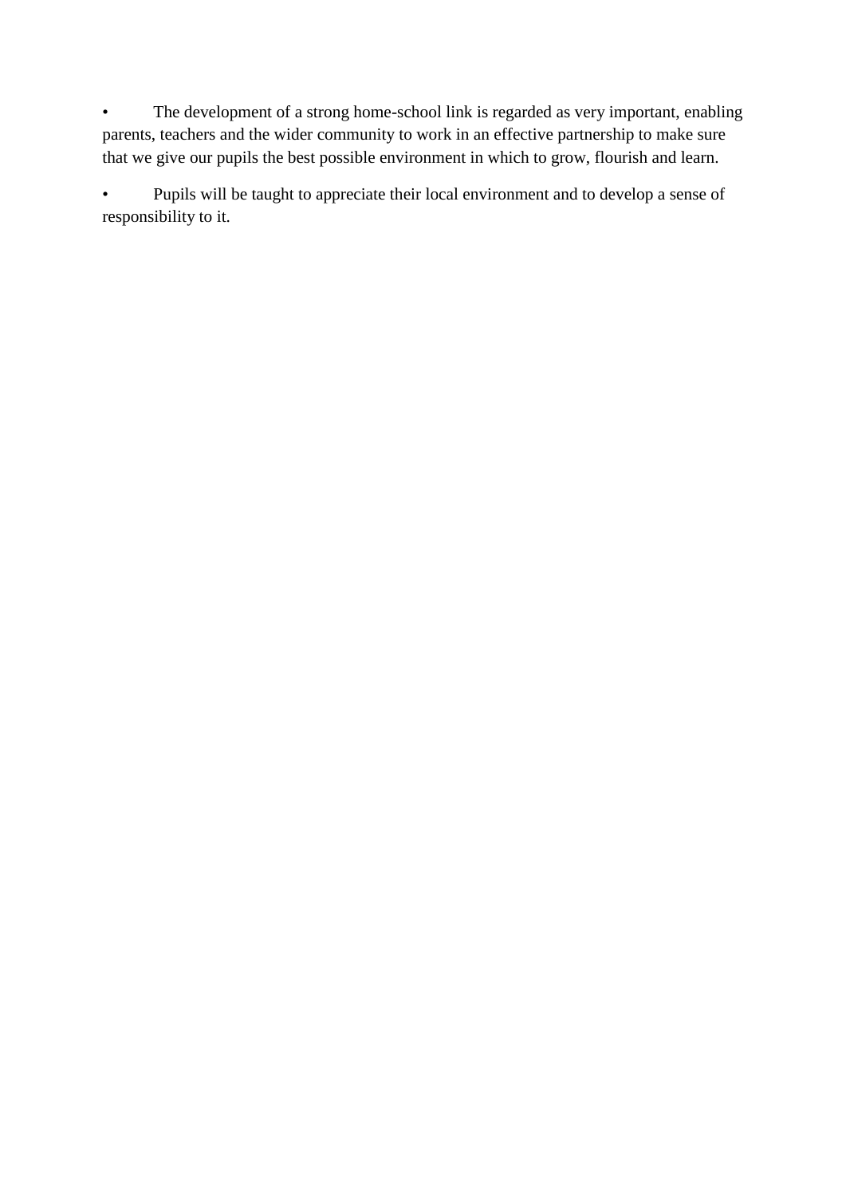- The development of a strong home-school link is regarded as very important, enabling parents, teachers and the wider community to work in an effective partnership to make sure that we give our pupils the best possible environment in which to grow, flourish and learn.

- Pupils will be taught to appreciate their local environment and to develop a sense of responsibility to it.